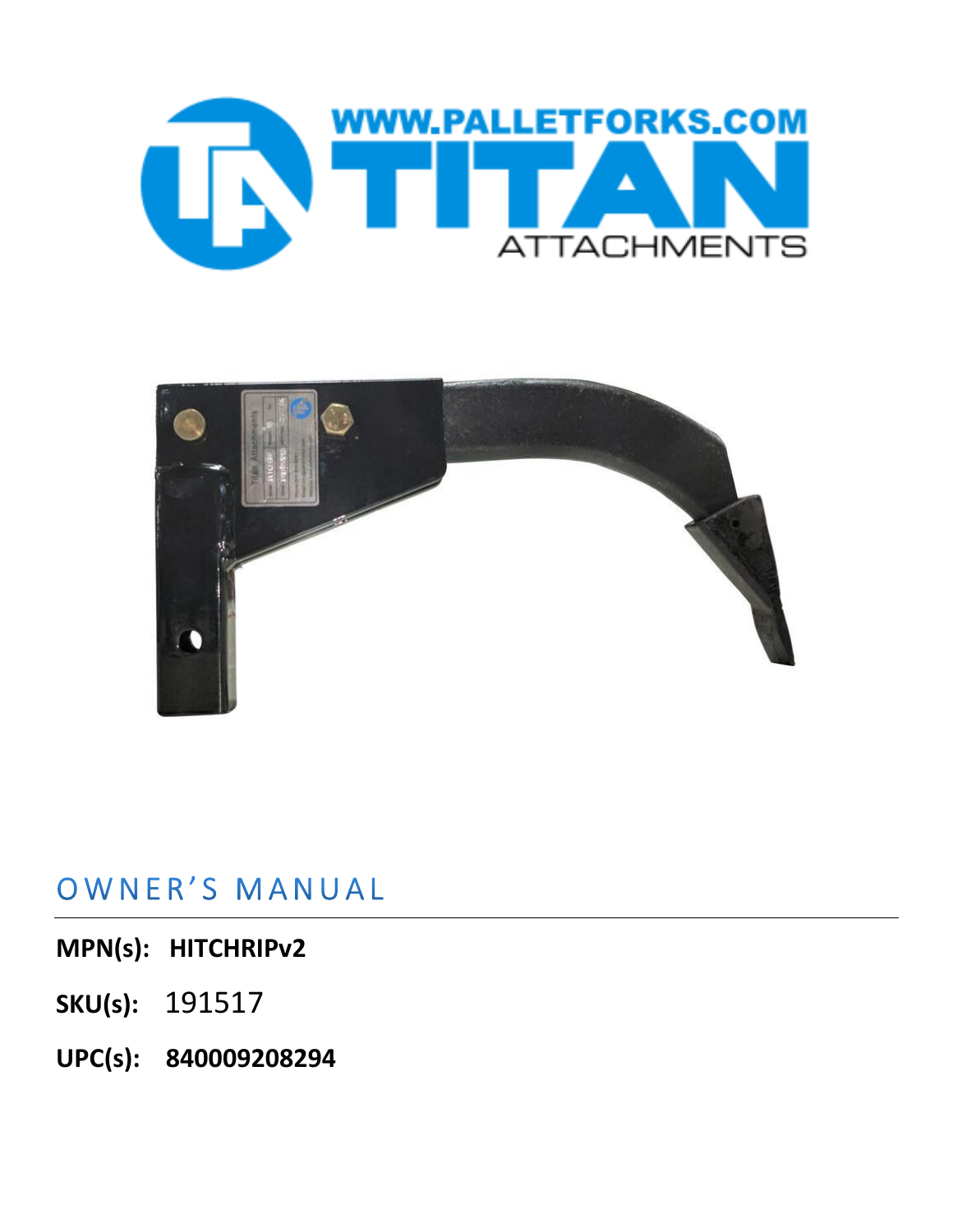WWW.PALLETFORKS.COM

TITAN

ATTACHMENTS

# OWNER'S MANUAL

**MPN(s): HITCHRIPv2**

**SKU(s):** 191517

**UPC(s): 840009208294**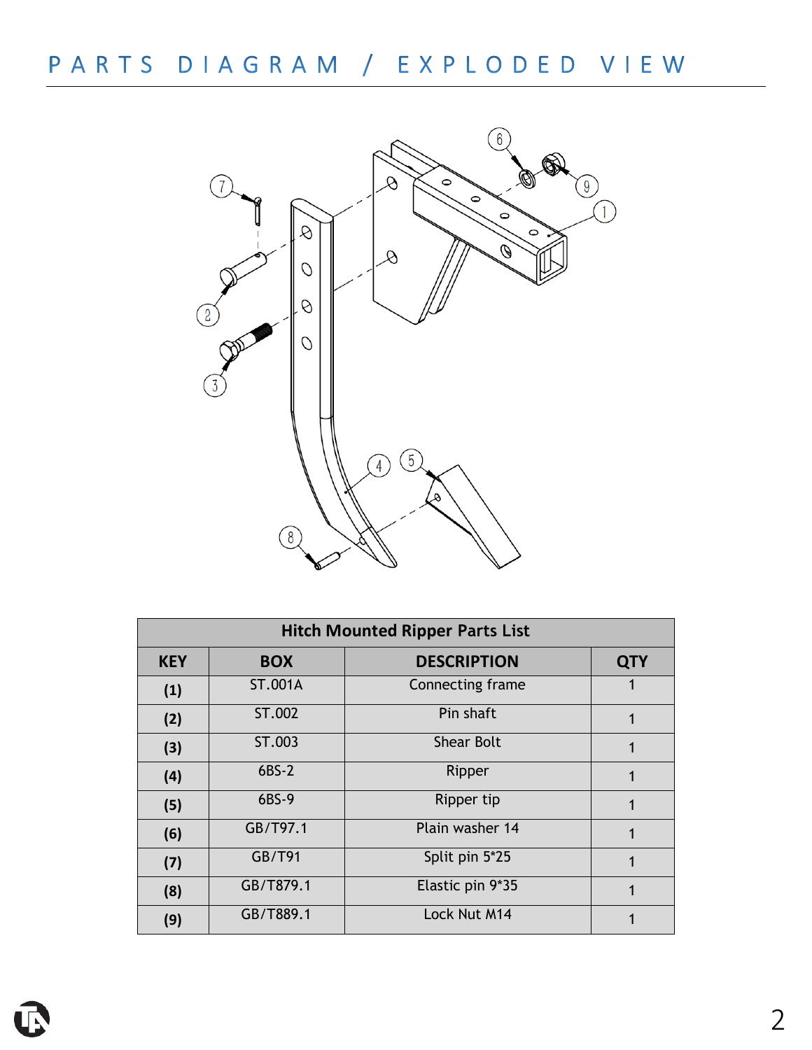# PARTS DIAGRAM / EXPLODED VIEW

| Hitch Mounted Ripper Parts List | | | |
|---|---|---|---|
| **KEY** | **BOX** | **DESCRIPTION** | **QTY** |
| **(1)** | ST.001A | Connecting frame | 1 |
| **(2)** | ST.002 | Pin shaft | 1 |
| **(3)** | ST.003 | Shear Bolt | 1 |
| **(4)** | 6BS-2 | Ripper | 1 |
| **(5)** | 6BS-9 | Ripper tip | 1 |
| **(6)** | GB/T97.1 | Plain washer 14 | 1 |
| **(7)** | GB/T91 | Split pin 5*25 | 1 |
| **(8)** | GB/T879.1 | Elastic pin 9*35 | 1 |
| **(9)** | GB/T889.1 | Lock Nut M14 | 1 |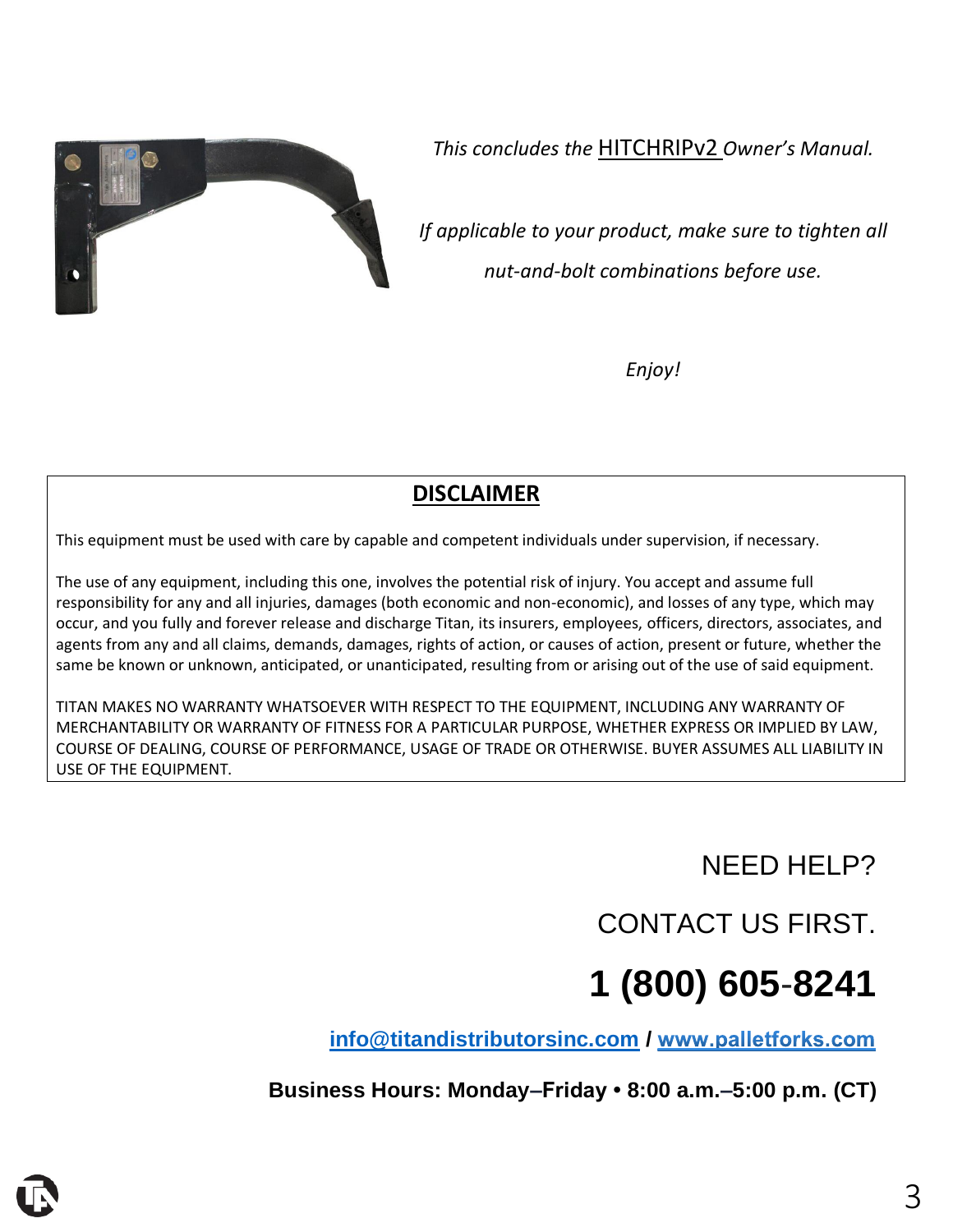*This concludes the HITCHRIPv2 Owner's Manual.*

*If applicable to your product, make sure to tighten all nut-and-bolt combinations before use.*

*Enjoy!*

## DISCLAIMER

This equipment must be used with care by capable and competent individuals under supervision, if necessary.

The use of any equipment, including this one, involves the potential risk of injury. You accept and assume full responsibility for any and all injuries, damages (both economic and non-economic), and losses of any type, which may occur, and you fully and forever release and discharge Titan, its insurers, employees, officers, directors, associates, and agents from any and all claims, demands, damages, rights of action, or causes of action, present or future, whether the same be known or unknown, anticipated, or unanticipated, resulting from or arising out of the use of said equipment.

TITAN MAKES NO WARRANTY WHATSOEVER WITH RESPECT TO THE EQUIPMENT, INCLUDING ANY WARRANTY OF MERCHANTABILITY OR WARRANTY OF FITNESS FOR A PARTICULAR PURPOSE, WHETHER EXPRESS OR IMPLIED BY LAW, COURSE OF DEALING, COURSE OF PERFORMANCE, USAGE OF TRADE OR OTHERWISE. BUYER ASSUMES ALL LIABILITY IN USE OF THE EQUIPMENT.

NEED HELP?

CONTACT US FIRST.

**1 (800) 605-8241**

**info@titandistributorsinc.com / www.palletforks.com**

**Business Hours: Monday–Friday • 8:00 a.m.–5:00 p.m. (CT)**